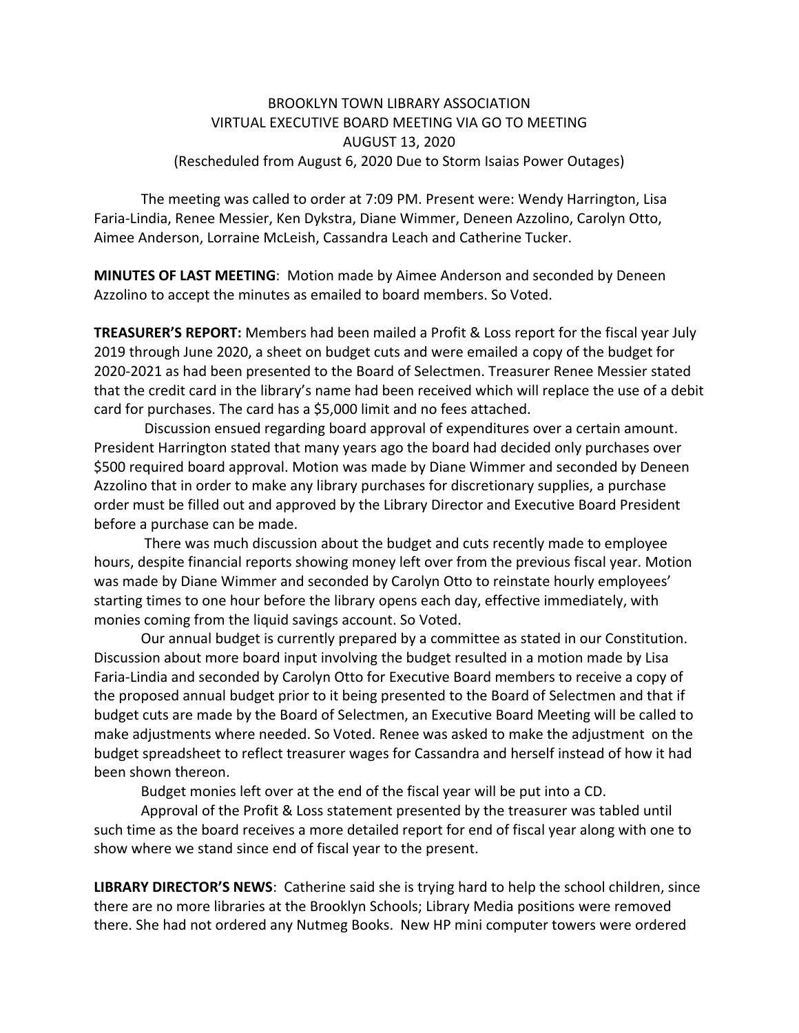# BROOKLYN TOWN LIBRARY ASSOCIATION
## VIRTUAL EXECUTIVE BOARD MEETING VIA GO TO MEETING
## AUGUST 13, 2020
(Rescheduled from August 6, 2020 Due to Storm Isaias Power Outages)

The meeting was called to order at 7:09 PM. Present were: Wendy Harrington, Lisa Faria-Lindia, Renee Messier, Ken Dykstra, Diane Wimmer, Deneen Azzolino, Carolyn Otto, Aimee Anderson, Lorraine McLeish, Cassandra Leach and Catherine Tucker.

**MINUTES OF LAST MEETING**: Motion made by Aimee Anderson and seconded by Deneen Azzolino to accept the minutes as emailed to board members. So Voted.

**TREASURER'S REPORT:** Members had been mailed a Profit & Loss report for the fiscal year July 2019 through June 2020, a sheet on budget cuts and were emailed a copy of the budget for 2020-2021 as had been presented to the Board of Selectmen. Treasurer Renee Messier stated that the credit card in the library's name had been received which will replace the use of a debit card for purchases. The card has a $5,000 limit and no fees attached.

Discussion ensued regarding board approval of expenditures over a certain amount. President Harrington stated that many years ago the board had decided only purchases over $500 required board approval. Motion was made by Diane Wimmer and seconded by Deneen Azzolino that in order to make any library purchases for discretionary supplies, a purchase order must be filled out and approved by the Library Director and Executive Board President before a purchase can be made.

There was much discussion about the budget and cuts recently made to employee hours, despite financial reports showing money left over from the previous fiscal year. Motion was made by Diane Wimmer and seconded by Carolyn Otto to reinstate hourly employees' starting times to one hour before the library opens each day, effective immediately, with monies coming from the liquid savings account. So Voted.

Our annual budget is currently prepared by a committee as stated in our Constitution. Discussion about more board input involving the budget resulted in a motion made by Lisa Faria-Lindia and seconded by Carolyn Otto for Executive Board members to receive a copy of the proposed annual budget prior to it being presented to the Board of Selectmen and that if budget cuts are made by the Board of Selectmen, an Executive Board Meeting will be called to make adjustments where needed. So Voted. Renee was asked to make the adjustment on the budget spreadsheet to reflect treasurer wages for Cassandra and herself instead of how it had been shown thereon.

Budget monies left over at the end of the fiscal year will be put into a CD.

Approval of the Profit & Loss statement presented by the treasurer was tabled until such time as the board receives a more detailed report for end of fiscal year along with one to show where we stand since end of fiscal year to the present.

**LIBRARY DIRECTOR'S NEWS**: Catherine said she is trying hard to help the school children, since there are no more libraries at the Brooklyn Schools; Library Media positions were removed there. She had not ordered any Nutmeg Books. New HP mini computer towers were ordered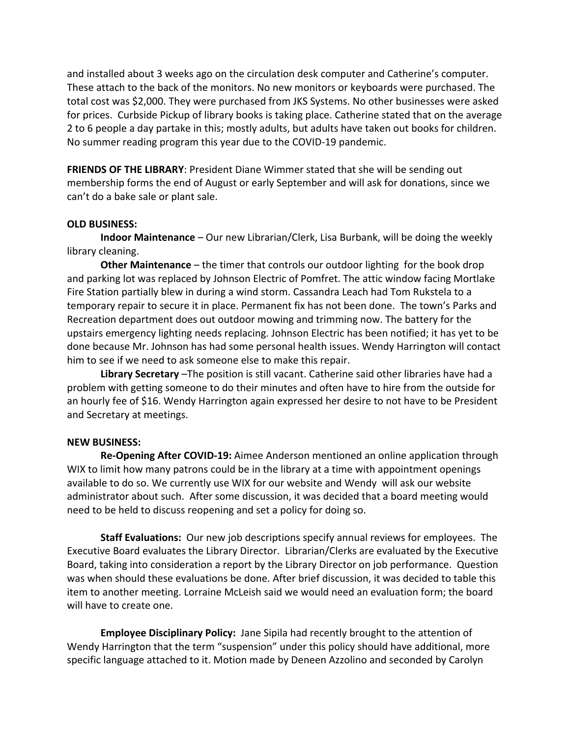and installed about 3 weeks ago on the circulation desk computer and Catherine's computer. These attach to the back of the monitors. No new monitors or keyboards were purchased. The total cost was $2,000. They were purchased from JKS Systems. No other businesses were asked for prices. Curbside Pickup of library books is taking place. Catherine stated that on the average 2 to 6 people a day partake in this; mostly adults, but adults have taken out books for children. No summer reading program this year due to the COVID-19 pandemic.

**FRIENDS OF THE LIBRARY**: President Diane Wimmer stated that she will be sending out membership forms the end of August or early September and will ask for donations, since we can't do a bake sale or plant sale.

**OLD BUSINESS:**

**Indoor Maintenance** – Our new Librarian/Clerk, Lisa Burbank, will be doing the weekly library cleaning.

**Other Maintenance** – the timer that controls our outdoor lighting for the book drop and parking lot was replaced by Johnson Electric of Pomfret. The attic window facing Mortlake Fire Station partially blew in during a wind storm. Cassandra Leach had Tom Rukstela to a temporary repair to secure it in place. Permanent fix has not been done. The town's Parks and Recreation department does out outdoor mowing and trimming now. The battery for the upstairs emergency lighting needs replacing. Johnson Electric has been notified; it has yet to be done because Mr. Johnson has had some personal health issues. Wendy Harrington will contact him to see if we need to ask someone else to make this repair.

**Library Secretary** –The position is still vacant. Catherine said other libraries have had a problem with getting someone to do their minutes and often have to hire from the outside for an hourly fee of $16. Wendy Harrington again expressed her desire to not have to be President and Secretary at meetings.

**NEW BUSINESS:**

**Re-Opening After COVID-19:** Aimee Anderson mentioned an online application through WIX to limit how many patrons could be in the library at a time with appointment openings available to do so. We currently use WIX for our website and Wendy will ask our website administrator about such. After some discussion, it was decided that a board meeting would need to be held to discuss reopening and set a policy for doing so.

**Staff Evaluations:** Our new job descriptions specify annual reviews for employees. The Executive Board evaluates the Library Director. Librarian/Clerks are evaluated by the Executive Board, taking into consideration a report by the Library Director on job performance. Question was when should these evaluations be done. After brief discussion, it was decided to table this item to another meeting. Lorraine McLeish said we would need an evaluation form; the board will have to create one.

**Employee Disciplinary Policy:** Jane Sipila had recently brought to the attention of Wendy Harrington that the term "suspension" under this policy should have additional, more specific language attached to it. Motion made by Deneen Azzolino and seconded by Carolyn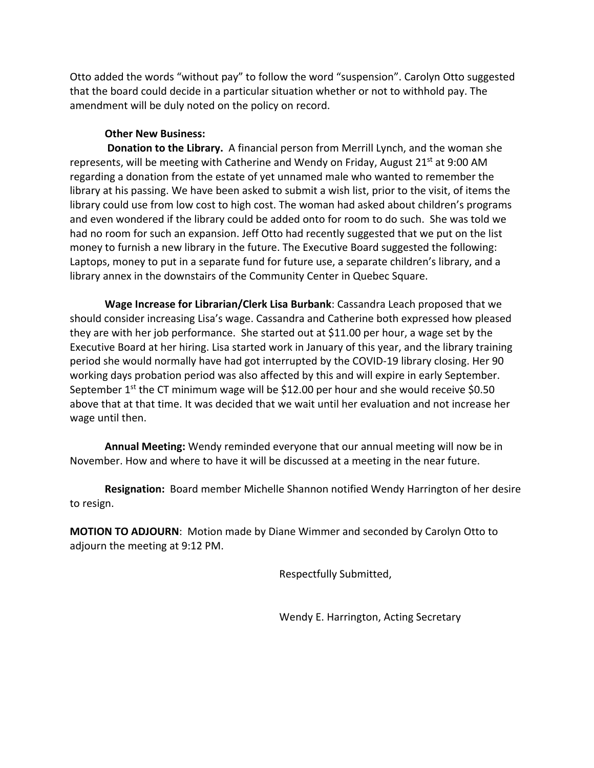Otto added the words “without pay” to follow the word “suspension”. Carolyn Otto suggested that the board could decide in a particular situation whether or not to withhold pay. The amendment will be duly noted on the policy on record.

**Other New Business:**

**Donation to the Library.** A financial person from Merrill Lynch, and the woman she represents, will be meeting with Catherine and Wendy on Friday, August 21st at 9:00 AM regarding a donation from the estate of yet unnamed male who wanted to remember the library at his passing. We have been asked to submit a wish list, prior to the visit, of items the library could use from low cost to high cost. The woman had asked about children’s programs and even wondered if the library could be added onto for room to do such. She was told we had no room for such an expansion. Jeff Otto had recently suggested that we put on the list money to furnish a new library in the future. The Executive Board suggested the following: Laptops, money to put in a separate fund for future use, a separate children’s library, and a library annex in the downstairs of the Community Center in Quebec Square.

**Wage Increase for Librarian/Clerk Lisa Burbank**: Cassandra Leach proposed that we should consider increasing Lisa’s wage. Cassandra and Catherine both expressed how pleased they are with her job performance. She started out at $11.00 per hour, a wage set by the Executive Board at her hiring. Lisa started work in January of this year, and the library training period she would normally have had got interrupted by the COVID-19 library closing. Her 90 working days probation period was also affected by this and will expire in early September. September 1st the CT minimum wage will be $12.00 per hour and she would receive $0.50 above that at that time. It was decided that we wait until her evaluation and not increase her wage until then.

**Annual Meeting:** Wendy reminded everyone that our annual meeting will now be in November. How and where to have it will be discussed at a meeting in the near future.

**Resignation:** Board member Michelle Shannon notified Wendy Harrington of her desire to resign.

**MOTION TO ADJOURN**: Motion made by Diane Wimmer and seconded by Carolyn Otto to adjourn the meeting at 9:12 PM.

Respectfully Submitted,

Wendy E. Harrington, Acting Secretary